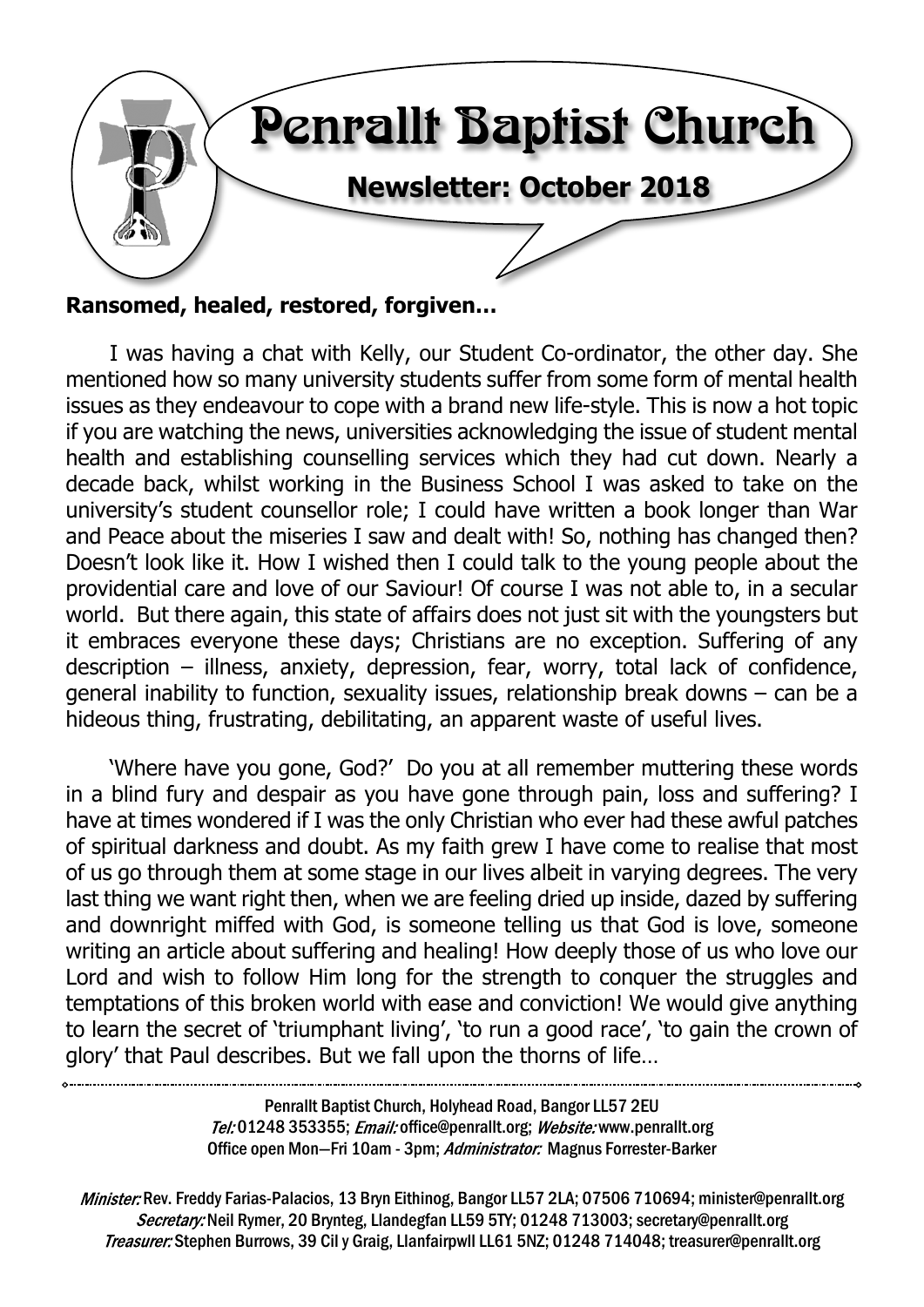# Penrallt Baptist Church

## Newsletter: October 2018

**Ransomed, healed, restored, forgiven…**

I was having a chat with Kelly, our Student Co-ordinator, the other day. She mentioned how so many university students suffer from some form of mental health issues as they endeavour to cope with a brand new life-style. This is now a hot topic if you are watching the news, universities acknowledging the issue of student mental health and establishing counselling services which they had cut down. Nearly a decade back, whilst working in the Business School I was asked to take on the university's student counsellor role; I could have written a book longer than War and Peace about the miseries I saw and dealt with! So, nothing has changed then? Doesn't look like it. How I wished then I could talk to the young people about the providential care and love of our Saviour! Of course I was not able to, in a secular world. But there again, this state of affairs does not just sit with the youngsters but it embraces everyone these days; Christians are no exception. Suffering of any description – illness, anxiety, depression, fear, worry, total lack of confidence, general inability to function, sexuality issues, relationship break downs – can be a hideous thing, frustrating, debilitating, an apparent waste of useful lives.

'Where have you gone, God?' Do you at all remember muttering these words in a blind fury and despair as you have gone through pain, loss and suffering? I have at times wondered if I was the only Christian who ever had these awful patches of spiritual darkness and doubt. As my faith grew I have come to realise that most of us go through them at some stage in our lives albeit in varying degrees. The very last thing we want right then, when we are feeling dried up inside, dazed by suffering and downright miffed with God, is someone telling us that God is love, someone writing an article about suffering and healing! How deeply those of us who love our Lord and wish to follow Him long for the strength to conquer the struggles and temptations of this broken world with ease and conviction! We would give anything to learn the secret of 'triumphant living', 'to run a good race', 'to gain the crown of glory' that Paul describes. But we fall upon the thorns of life…

---

Penrallt Baptist Church, Holyhead Road, Bangor LL57 2EU
*Tel:* 01248 353355; *Email:* office@penrallt.org; *Website:* www.penrallt.org
Office open Mon—Fri 10am - 3pm; *Administrator:* Magnus Forrester-Barker

*Minister:* Rev. Freddy Farias-Palacios, 13 Bryn Eithinog, Bangor LL57 2LA; 07506 710694; minister@penrallt.org
*Secretary:* Neil Rymer, 20 Brynteg, Llandegfan LL59 5TY; 01248 713003; secretary@penrallt.org
*Treasurer:* Stephen Burrows, 39 Cil y Graig, Llanfairpwll LL61 5NZ; 01248 714048; treasurer@penrallt.org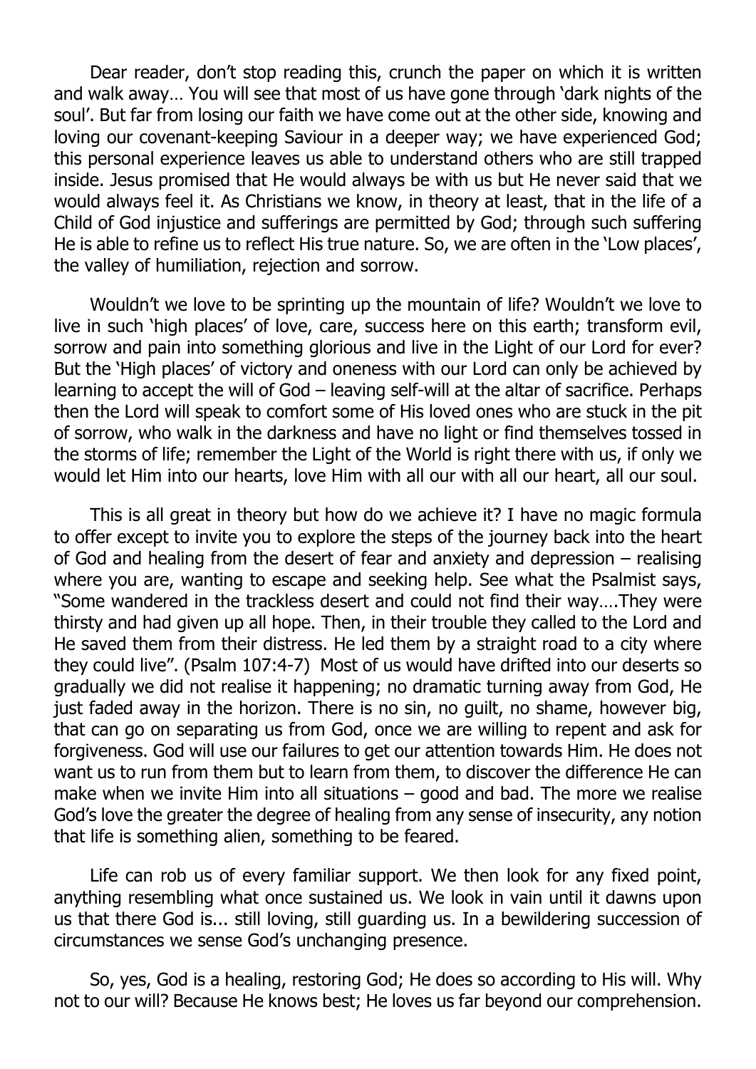Dear reader, don't stop reading this, crunch the paper on which it is written and walk away… You will see that most of us have gone through 'dark nights of the soul'. But far from losing our faith we have come out at the other side, knowing and loving our covenant-keeping Saviour in a deeper way; we have experienced God; this personal experience leaves us able to understand others who are still trapped inside. Jesus promised that He would always be with us but He never said that we would always feel it. As Christians we know, in theory at least, that in the life of a Child of God injustice and sufferings are permitted by God; through such suffering He is able to refine us to reflect His true nature. So, we are often in the 'Low places', the valley of humiliation, rejection and sorrow.

Wouldn't we love to be sprinting up the mountain of life? Wouldn't we love to live in such 'high places' of love, care, success here on this earth; transform evil, sorrow and pain into something glorious and live in the Light of our Lord for ever? But the 'High places' of victory and oneness with our Lord can only be achieved by learning to accept the will of God – leaving self-will at the altar of sacrifice. Perhaps then the Lord will speak to comfort some of His loved ones who are stuck in the pit of sorrow, who walk in the darkness and have no light or find themselves tossed in the storms of life; remember the Light of the World is right there with us, if only we would let Him into our hearts, love Him with all our with all our heart, all our soul.

This is all great in theory but how do we achieve it? I have no magic formula to offer except to invite you to explore the steps of the journey back into the heart of God and healing from the desert of fear and anxiety and depression – realising where you are, wanting to escape and seeking help. See what the Psalmist says, "Some wandered in the trackless desert and could not find their way….They were thirsty and had given up all hope. Then, in their trouble they called to the Lord and He saved them from their distress. He led them by a straight road to a city where they could live". (Psalm 107:4-7) Most of us would have drifted into our deserts so gradually we did not realise it happening; no dramatic turning away from God, He just faded away in the horizon. There is no sin, no guilt, no shame, however big, that can go on separating us from God, once we are willing to repent and ask for forgiveness. God will use our failures to get our attention towards Him. He does not want us to run from them but to learn from them, to discover the difference He can make when we invite Him into all situations – good and bad. The more we realise God's love the greater the degree of healing from any sense of insecurity, any notion that life is something alien, something to be feared.

Life can rob us of every familiar support. We then look for any fixed point, anything resembling what once sustained us. We look in vain until it dawns upon us that there God is... still loving, still guarding us. In a bewildering succession of circumstances we sense God's unchanging presence.

So, yes, God is a healing, restoring God; He does so according to His will. Why not to our will? Because He knows best; He loves us far beyond our comprehension.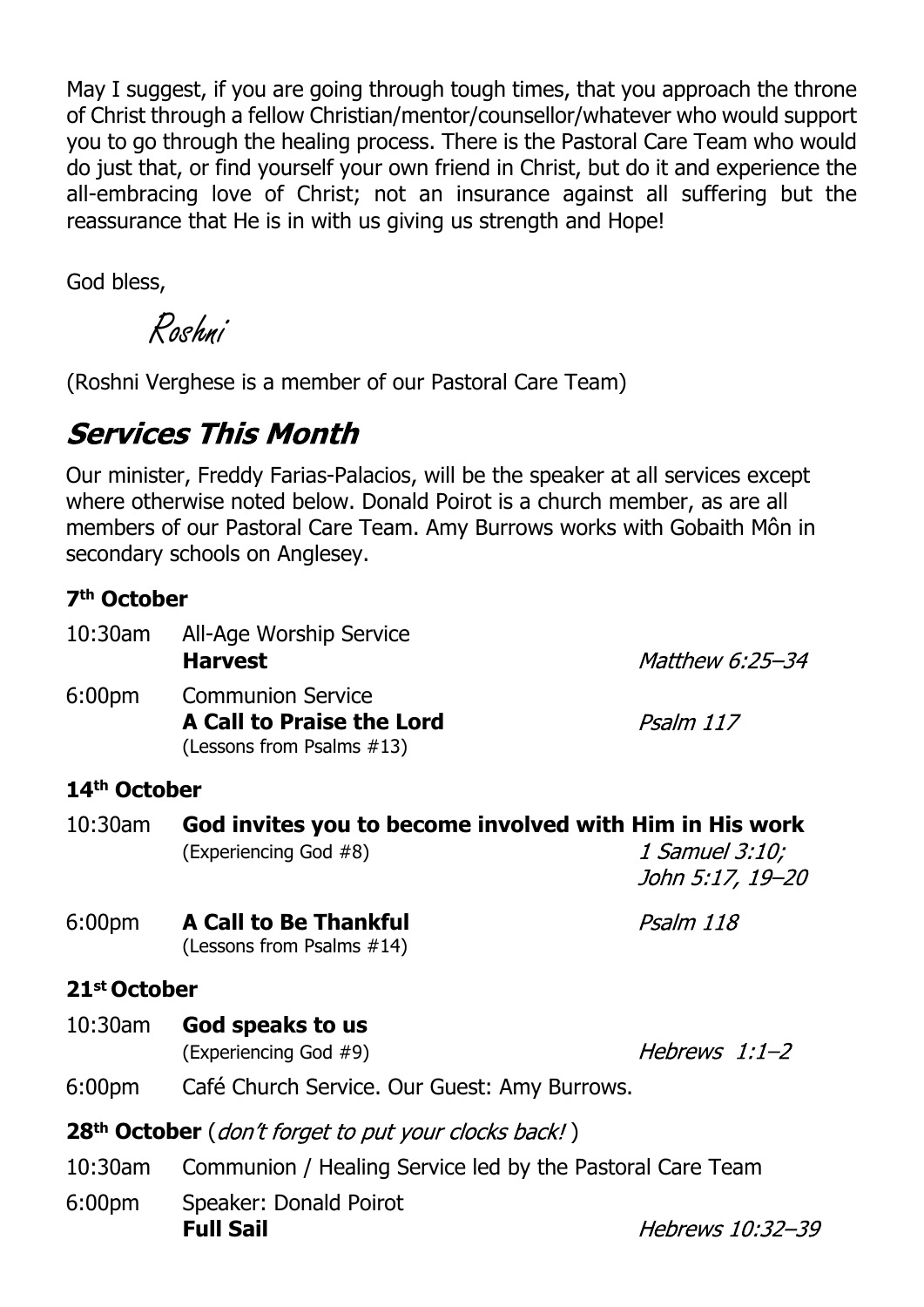May I suggest, if you are going through tough times, that you approach the throne of Christ through a fellow Christian/mentor/counsellor/whatever who would support you to go through the healing process. There is the Pastoral Care Team who would do just that, or find yourself your own friend in Christ, but do it and experience the all-embracing love of Christ; not an insurance against all suffering but the reassurance that He is in with us giving us strength and Hope!

God bless,

*Roshni*

(Roshni Verghese is a member of our Pastoral Care Team)

## Services This Month

Our minister, Freddy Farias-Palacios, will be the speaker at all services except where otherwise noted below. Donald Poirot is a church member, as are all members of our Pastoral Care Team. Amy Burrows works with Gobaith Môn in secondary schools on Anglesey.

### 7th October

10:30am All-Age Worship Service
**Harvest** — *Matthew 6:25–34*

6:00pm Communion Service
**A Call to Praise the Lord** — *Psalm 117*
(Lessons from Psalms #13)

### 14th October

10:30am **God invites you to become involved with Him in His work**
(Experiencing God #8) — *1 Samuel 3:10; John 5:17, 19–20*

6:00pm **A Call to Be Thankful** — *Psalm 118*
(Lessons from Psalms #14)

### 21st October

10:30am **God speaks to us**
(Experiencing God #9) — *Hebrews 1:1–2*

6:00pm Café Church Service. Our Guest: Amy Burrows.

### 28th October (*don't forget to put your clocks back!*)

10:30am Communion / Healing Service led by the Pastoral Care Team

6:00pm Speaker: Donald Poirot
**Full Sail** — *Hebrews 10:32–39*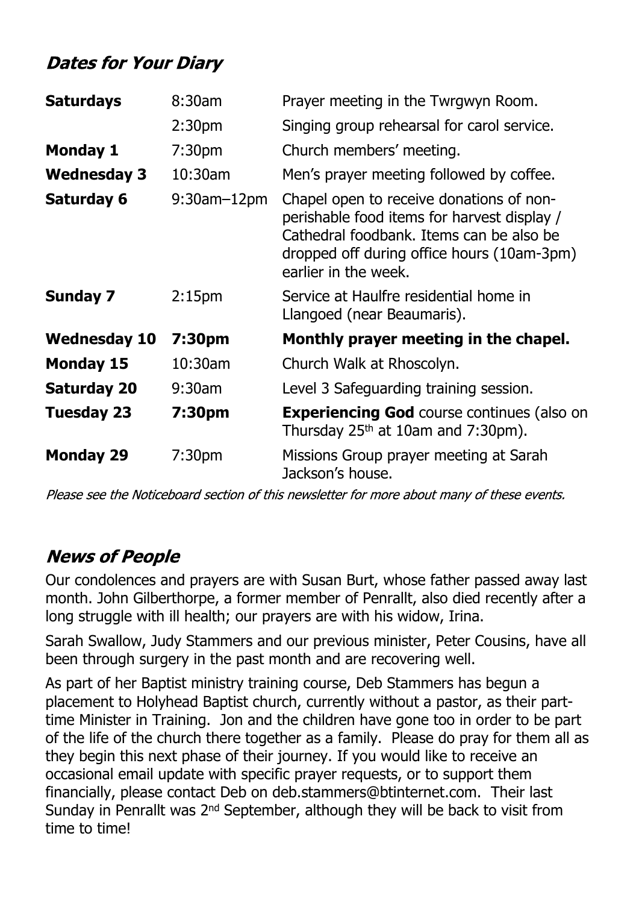## *Dates for Your Diary*

| | | |
|---|---|---|
| **Saturdays** | 8:30am | Prayer meeting in the Twrgwyn Room. |
| | 2:30pm | Singing group rehearsal for carol service. |
| **Monday 1** | 7:30pm | Church members' meeting. |
| **Wednesday 3** | 10:30am | Men's prayer meeting followed by coffee. |
| **Saturday 6** | 9:30am–12pm | Chapel open to receive donations of non-perishable food items for harvest display / Cathedral foodbank. Items can be also be dropped off during office hours (10am-3pm) earlier in the week. |
| **Sunday 7** | 2:15pm | Service at Haulfre residential home in Llangoed (near Beaumaris). |
| **Wednesday 10** | **7:30pm** | **Monthly prayer meeting in the chapel.** |
| **Monday 15** | 10:30am | Church Walk at Rhoscolyn. |
| **Saturday 20** | 9:30am | Level 3 Safeguarding training session. |
| **Tuesday 23** | **7:30pm** | **Experiencing God** course continues (also on Thursday 25th at 10am and 7:30pm). |
| **Monday 29** | 7:30pm | Missions Group prayer meeting at Sarah Jackson's house. |

*Please see the Noticeboard section of this newsletter for more about many of these events.*

## *News of People*

Our condolences and prayers are with Susan Burt, whose father passed away last month. John Gilberthorpe, a former member of Penrallt, also died recently after a long struggle with ill health; our prayers are with his widow, Irina.

Sarah Swallow, Judy Stammers and our previous minister, Peter Cousins, have all been through surgery in the past month and are recovering well.

As part of her Baptist ministry training course, Deb Stammers has begun a placement to Holyhead Baptist church, currently without a pastor, as their part-time Minister in Training. Jon and the children have gone too in order to be part of the life of the church there together as a family. Please do pray for them all as they begin this next phase of their journey. If you would like to receive an occasional email update with specific prayer requests, or to support them financially, please contact Deb on deb.stammers@btinternet.com. Their last Sunday in Penrallt was 2nd September, although they will be back to visit from time to time!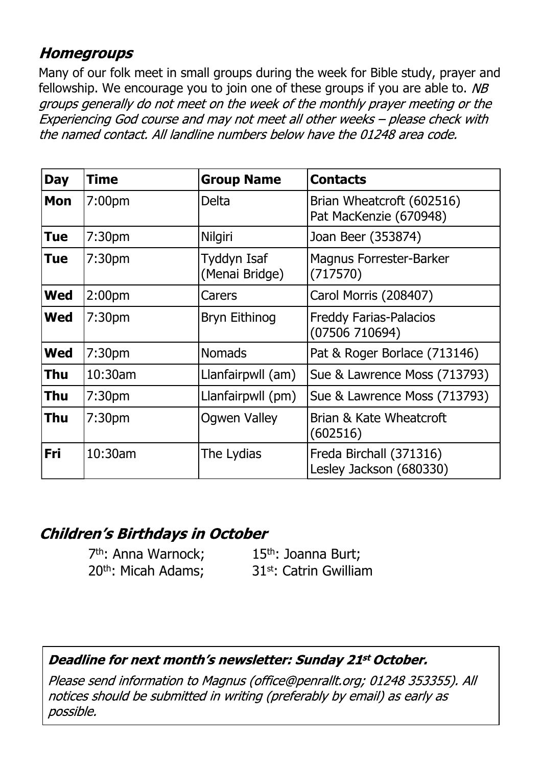## *Homegroups*

Many of our folk meet in small groups during the week for Bible study, prayer and fellowship. We encourage you to join one of these groups if you are able to. *NB groups generally do not meet on the week of the monthly prayer meeting or the Experiencing God course and may not meet all other weeks – please check with the named contact. All landline numbers below have the 01248 area code.*

| **Day** | **Time** | **Group Name** | **Contacts** |
|---|---|---|---|
| **Mon** | 7:00pm | Delta | Brian Wheatcroft (602516)<br>Pat MacKenzie (670948) |
| **Tue** | 7:30pm | Nilgiri | Joan Beer (353874) |
| **Tue** | 7:30pm | Tyddyn Isaf (Menai Bridge) | Magnus Forrester-Barker (717570) |
| **Wed** | 2:00pm | Carers | Carol Morris (208407) |
| **Wed** | 7:30pm | Bryn Eithinog | Freddy Farias-Palacios (07506 710694) |
| **Wed** | 7:30pm | Nomads | Pat & Roger Borlace (713146) |
| **Thu** | 10:30am | Llanfairpwll (am) | Sue & Lawrence Moss (713793) |
| **Thu** | 7:30pm | Llanfairpwll (pm) | Sue & Lawrence Moss (713793) |
| **Thu** | 7:30pm | Ogwen Valley | Brian & Kate Wheatcroft (602516) |
| **Fri** | 10:30am | The Lydias | Freda Birchall (371316)<br>Lesley Jackson (680330) |

## *Children's Birthdays in October*

7th: Anna Warnock; 15th: Joanna Burt;
20th: Micah Adams; 31st: Catrin Gwilliam

***Deadline for next month's newsletter: Sunday 21st October.***

*Please send information to Magnus (office@penrallt.org; 01248 353355). All notices should be submitted in writing (preferably by email) as early as possible.*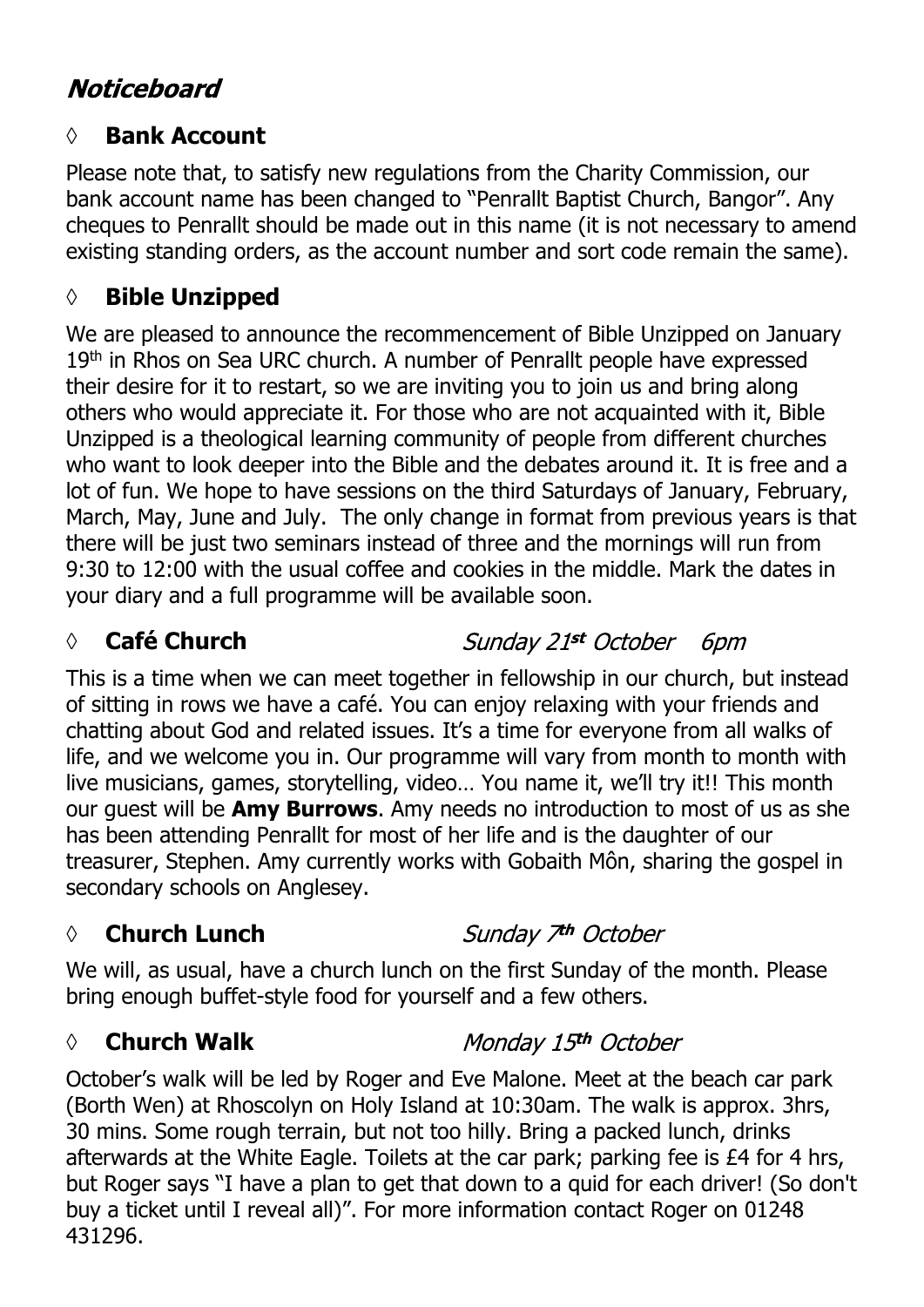# *Noticeboard*

## ◊ Bank Account

Please note that, to satisfy new regulations from the Charity Commission, our bank account name has been changed to "Penrallt Baptist Church, Bangor". Any cheques to Penrallt should be made out in this name (it is not necessary to amend existing standing orders, as the account number and sort code remain the same).

## ◊ Bible Unzipped

We are pleased to announce the recommencement of Bible Unzipped on January 19th in Rhos on Sea URC church. A number of Penrallt people have expressed their desire for it to restart, so we are inviting you to join us and bring along others who would appreciate it. For those who are not acquainted with it, Bible Unzipped is a theological learning community of people from different churches who want to look deeper into the Bible and the debates around it. It is free and a lot of fun. We hope to have sessions on the third Saturdays of January, February, March, May, June and July. The only change in format from previous years is that there will be just two seminars instead of three and the mornings will run from 9:30 to 12:00 with the usual coffee and cookies in the middle. Mark the dates in your diary and a full programme will be available soon.

## ◊ Café Church — *Sunday 21st October 6pm*

This is a time when we can meet together in fellowship in our church, but instead of sitting in rows we have a café. You can enjoy relaxing with your friends and chatting about God and related issues. It's a time for everyone from all walks of life, and we welcome you in. Our programme will vary from month to month with live musicians, games, storytelling, video… You name it, we'll try it!! This month our guest will be **Amy Burrows**. Amy needs no introduction to most of us as she has been attending Penrallt for most of her life and is the daughter of our treasurer, Stephen. Amy currently works with Gobaith Môn, sharing the gospel in secondary schools on Anglesey.

## ◊ Church Lunch — *Sunday 7th October*

We will, as usual, have a church lunch on the first Sunday of the month. Please bring enough buffet-style food for yourself and a few others.

## ◊ Church Walk — *Monday 15th October*

October's walk will be led by Roger and Eve Malone. Meet at the beach car park (Borth Wen) at Rhoscolyn on Holy Island at 10:30am. The walk is approx. 3hrs, 30 mins. Some rough terrain, but not too hilly. Bring a packed lunch, drinks afterwards at the White Eagle. Toilets at the car park; parking fee is £4 for 4 hrs, but Roger says "I have a plan to get that down to a quid for each driver! (So don't buy a ticket until I reveal all)". For more information contact Roger on 01248 431296.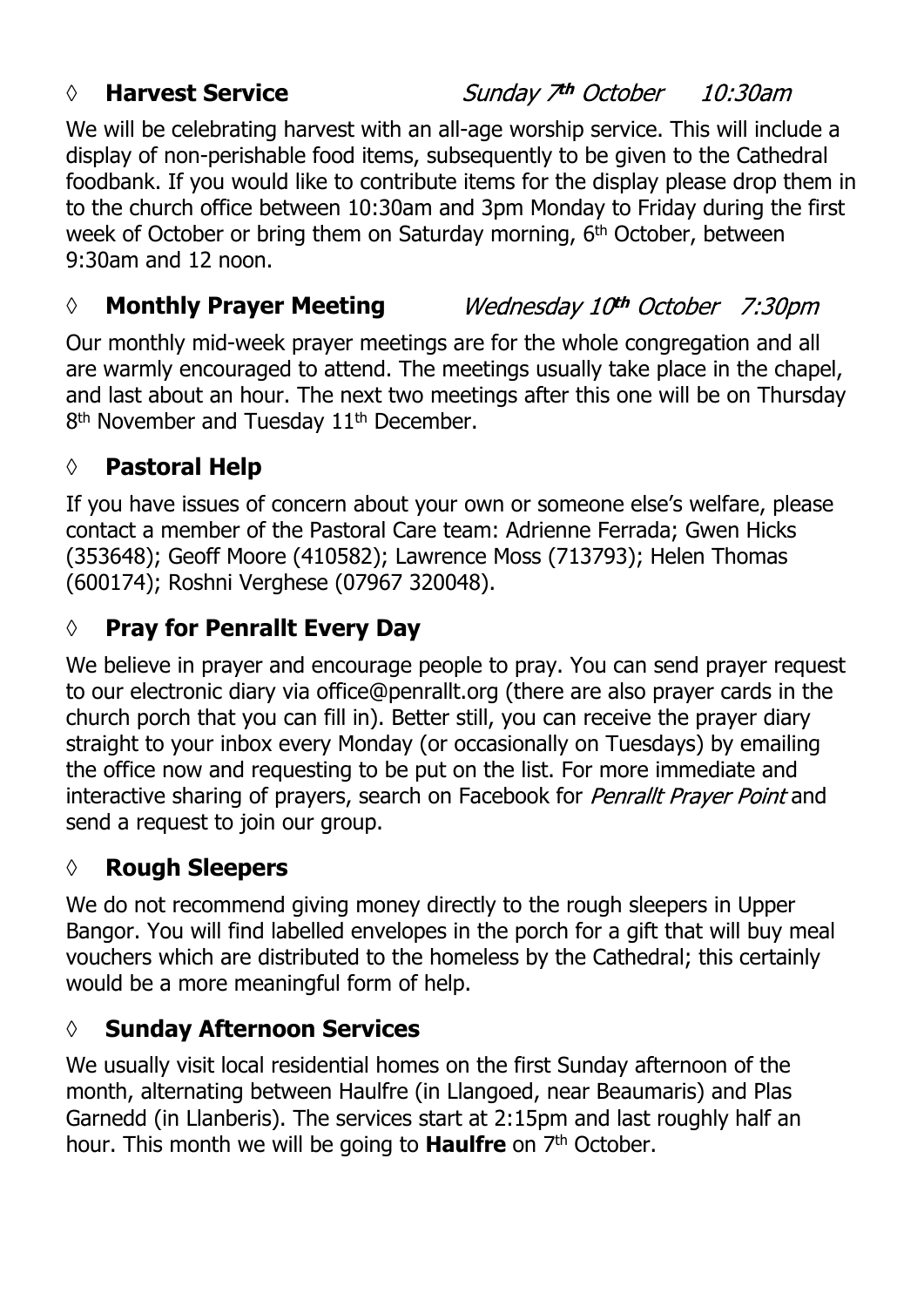### ◊ **Harvest Service** *Sunday 7th October 10:30am*

We will be celebrating harvest with an all-age worship service. This will include a display of non-perishable food items, subsequently to be given to the Cathedral foodbank. If you would like to contribute items for the display please drop them in to the church office between 10:30am and 3pm Monday to Friday during the first week of October or bring them on Saturday morning, 6th October, between 9:30am and 12 noon.

### ◊ **Monthly Prayer Meeting** *Wednesday 10th October 7:30pm*

Our monthly mid-week prayer meetings are for the whole congregation and all are warmly encouraged to attend. The meetings usually take place in the chapel, and last about an hour. The next two meetings after this one will be on Thursday 8th November and Tuesday 11th December.

### ◊ **Pastoral Help**

If you have issues of concern about your own or someone else's welfare, please contact a member of the Pastoral Care team: Adrienne Ferrada; Gwen Hicks (353648); Geoff Moore (410582); Lawrence Moss (713793); Helen Thomas (600174); Roshni Verghese (07967 320048).

### ◊ **Pray for Penrallt Every Day**

We believe in prayer and encourage people to pray. You can send prayer request to our electronic diary via office@penrallt.org (there are also prayer cards in the church porch that you can fill in). Better still, you can receive the prayer diary straight to your inbox every Monday (or occasionally on Tuesdays) by emailing the office now and requesting to be put on the list. For more immediate and interactive sharing of prayers, search on Facebook for *Penrallt Prayer Point* and send a request to join our group.

### ◊ **Rough Sleepers**

We do not recommend giving money directly to the rough sleepers in Upper Bangor. You will find labelled envelopes in the porch for a gift that will buy meal vouchers which are distributed to the homeless by the Cathedral; this certainly would be a more meaningful form of help.

### ◊ **Sunday Afternoon Services**

We usually visit local residential homes on the first Sunday afternoon of the month, alternating between Haulfre (in Llangoed, near Beaumaris) and Plas Garnedd (in Llanberis). The services start at 2:15pm and last roughly half an hour. This month we will be going to **Haulfre** on 7th October.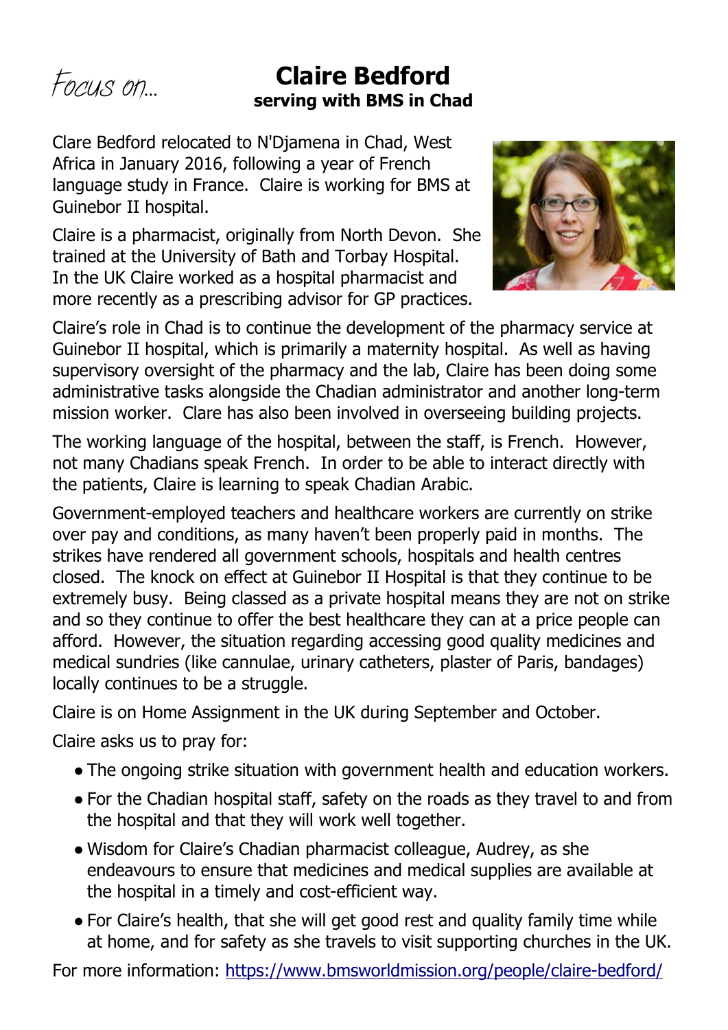*Focus on...*

# Claire Bedford

**serving with BMS in Chad**

Clare Bedford relocated to N'Djamena in Chad, West Africa in January 2016, following a year of French language study in France. Claire is working for BMS at Guinebor II hospital.

Claire is a pharmacist, originally from North Devon. She trained at the University of Bath and Torbay Hospital. In the UK Claire worked as a hospital pharmacist and more recently as a prescribing advisor for GP practices.

Claire's role in Chad is to continue the development of the pharmacy service at Guinebor II hospital, which is primarily a maternity hospital. As well as having supervisory oversight of the pharmacy and the lab, Claire has been doing some administrative tasks alongside the Chadian administrator and another long-term mission worker. Clare has also been involved in overseeing building projects.

The working language of the hospital, between the staff, is French. However, not many Chadians speak French. In order to be able to interact directly with the patients, Claire is learning to speak Chadian Arabic.

Government-employed teachers and healthcare workers are currently on strike over pay and conditions, as many haven't been properly paid in months. The strikes have rendered all government schools, hospitals and health centres closed. The knock on effect at Guinebor II Hospital is that they continue to be extremely busy. Being classed as a private hospital means they are not on strike and so they continue to offer the best healthcare they can at a price people can afford. However, the situation regarding accessing good quality medicines and medical sundries (like cannulae, urinary catheters, plaster of Paris, bandages) locally continues to be a struggle.

Claire is on Home Assignment in the UK during September and October.

Claire asks us to pray for:

- The ongoing strike situation with government health and education workers.
- For the Chadian hospital staff, safety on the roads as they travel to and from the hospital and that they will work well together.
- Wisdom for Claire's Chadian pharmacist colleague, Audrey, as she endeavours to ensure that medicines and medical supplies are available at the hospital in a timely and cost-efficient way.
- For Claire's health, that she will get good rest and quality family time while at home, and for safety as she travels to visit supporting churches in the UK.

For more information: https://www.bmsworldmission.org/people/claire-bedford/